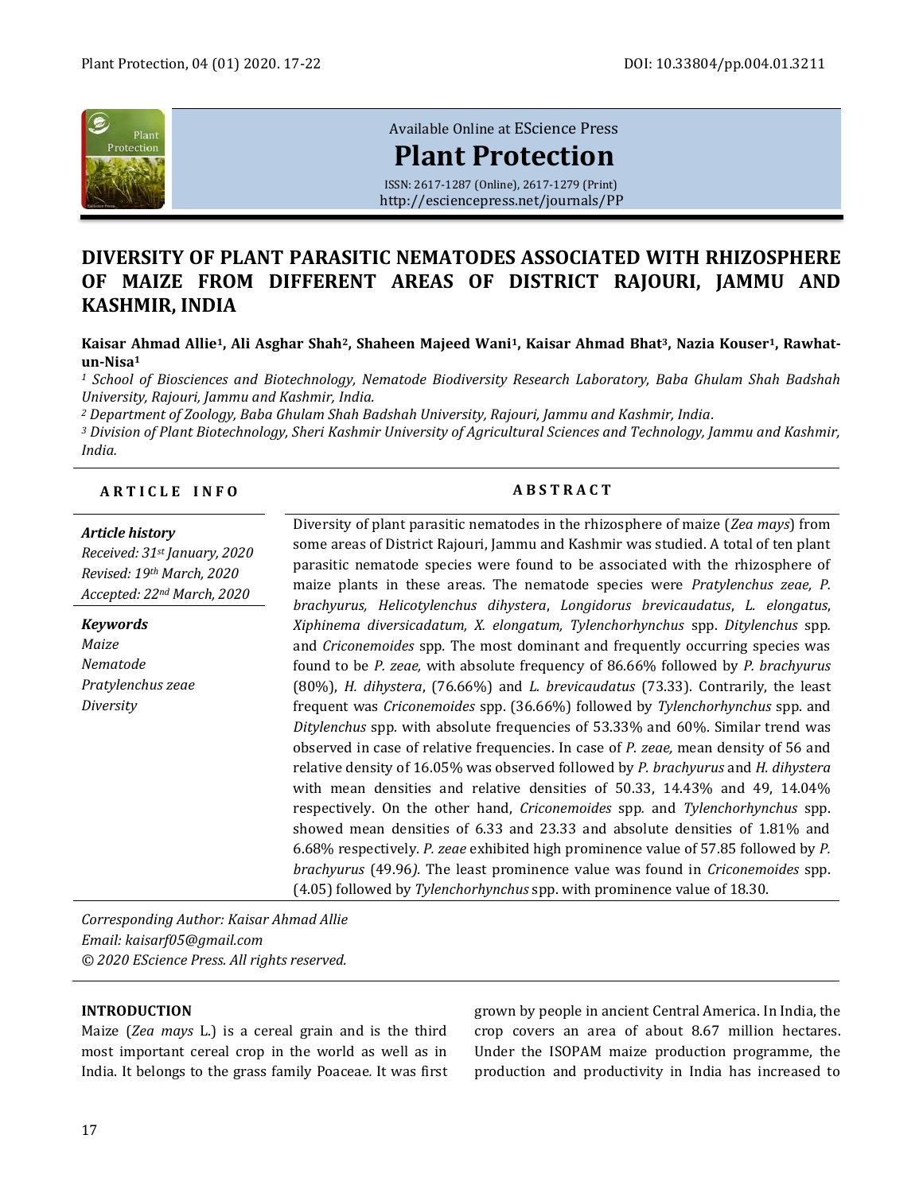Available Online at EScience Press

**Plant Protection**

ISSN: 2617-1287 (Online), 2617-1279 (Print)
http://esciencepress.net/journals/PP

# DIVERSITY OF PLANT PARASITIC NEMATODES ASSOCIATED WITH RHIZOSPHERE OF MAIZE FROM DIFFERENT AREAS OF DISTRICT RAJOURI, JAMMU AND KASHMIR, INDIA

**Kaisar Ahmad Allie[1], Ali Asghar Shah[2], Shaheen Majeed Wani[1], Kaisar Ahmad Bhat[3], Nazia Kouser[1], Rawhat-un-Nisa[1]**

[1] *School of Biosciences and Biotechnology, Nematode Biodiversity Research Laboratory, Baba Ghulam Shah Badshah University, Rajouri, Jammu and Kashmir, India.*
[2] *Department of Zoology, Baba Ghulam Shah Badshah University, Rajouri, Jammu and Kashmir, India.*
[3] *Division of Plant Biotechnology, Sheri Kashmir University of Agricultural Sciences and Technology, Jammu and Kashmir, India.*

**ARTICLE INFO**

***Article history***
*Received: 31st January, 2020*
*Revised: 19th March, 2020*
*Accepted: 22nd March, 2020*

***Keywords***
*Maize*
*Nematode*
*Pratylenchus zeae*
*Diversity*

**ABSTRACT**

Diversity of plant parasitic nematodes in the rhizosphere of maize (*Zea mays*) from some areas of District Rajouri, Jammu and Kashmir was studied. A total of ten plant parasitic nematode species were found to be associated with the rhizosphere of maize plants in these areas. The nematode species were *Pratylenchus zeae, P. brachyurus, Helicotylenchus dihystera*, *Longidorus brevicaudatus*, *L. elongatus*, *Xiphinema diversicadatum, X. elongatum, Tylenchorhynchus* spp. *Ditylenchus* spp. and *Criconemoides* spp. The most dominant and frequently occurring species was found to be *P. zeae,* with absolute frequency of 86.66% followed by *P. brachyurus* (80%), *H. dihystera*, (76.66%) and *L. brevicaudatus* (73.33). Contrarily, the least frequent was *Criconemoides* spp. (36.66%) followed by *Tylenchorhynchus* spp. and *Ditylenchus* spp. with absolute frequencies of 53.33% and 60%. Similar trend was observed in case of relative frequencies. In case of *P. zeae,* mean density of 56 and relative density of 16.05% was observed followed by *P. brachyurus* and *H. dihystera* with mean densities and relative densities of 50.33, 14.43% and 49, 14.04% respectively. On the other hand, *Criconemoides* spp. and *Tylenchorhynchus* spp. showed mean densities of 6.33 and 23.33 and absolute densities of 1.81% and 6.68% respectively. *P. zeae* exhibited high prominence value of 57.85 followed by *P. brachyurus* (49.96*).* The least prominence value was found in *Criconemoides* spp. (4.05) followed by *Tylenchorhynchus* spp. with prominence value of 18.30.

*Corresponding Author: Kaisar Ahmad Allie*
*Email: kaisarf05@gmail.com*
*© 2020 EScience Press. All rights reserved.*

## INTRODUCTION

Maize (*Zea mays* L.) is a cereal grain and is the third most important cereal crop in the world as well as in India. It belongs to the grass family Poaceae. It was first grown by people in ancient Central America. In India, the crop covers an area of about 8.67 million hectares. Under the ISOPAM maize production programme, the production and productivity in India has increased to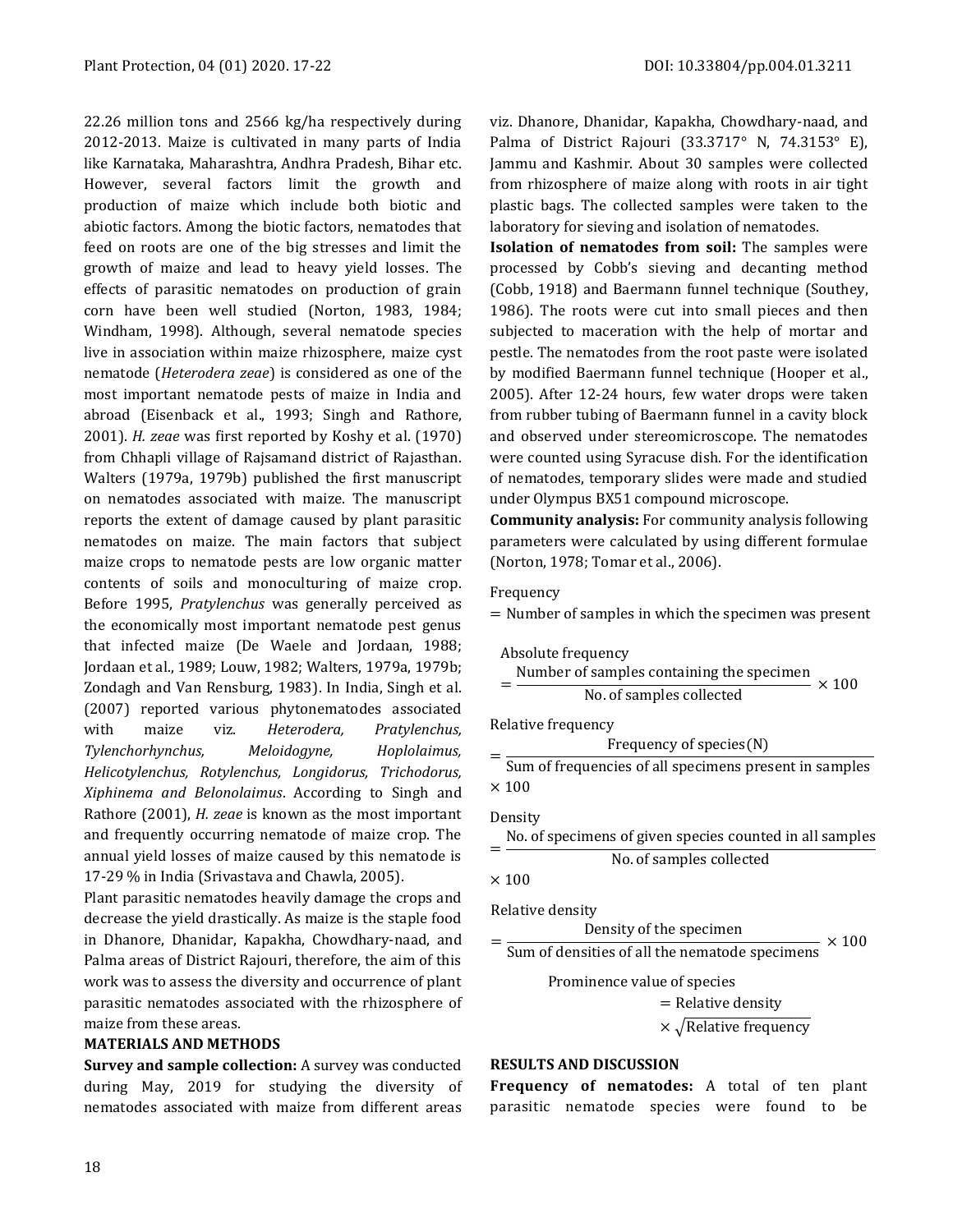22.26 million tons and 2566 kg/ha respectively during 2012-2013. Maize is cultivated in many parts of India like Karnataka, Maharashtra, Andhra Pradesh, Bihar etc. However, several factors limit the growth and production of maize which include both biotic and abiotic factors. Among the biotic factors, nematodes that feed on roots are one of the big stresses and limit the growth of maize and lead to heavy yield losses. The effects of parasitic nematodes on production of grain corn have been well studied (Norton, 1983, 1984; Windham, 1998). Although, several nematode species live in association within maize rhizosphere, maize cyst nematode (*Heterodera zeae*) is considered as one of the most important nematode pests of maize in India and abroad (Eisenback et al., 1993; Singh and Rathore, 2001). *H. zeae* was first reported by Koshy et al. (1970) from Chhapli village of Rajsamand district of Rajasthan. Walters (1979a, 1979b) published the first manuscript on nematodes associated with maize. The manuscript reports the extent of damage caused by plant parasitic nematodes on maize. The main factors that subject maize crops to nematode pests are low organic matter contents of soils and monoculturing of maize crop. Before 1995, *Pratylenchus* was generally perceived as the economically most important nematode pest genus that infected maize (De Waele and Jordaan, 1988; Jordaan et al., 1989; Louw, 1982; Walters, 1979a, 1979b; Zondagh and Van Rensburg, 1983). In India, Singh et al. (2007) reported various phytonematodes associated with maize viz. *Heterodera, Pratylenchus, Tylenchorhynchus, Meloidogyne, Hoplolaimus, Helicotylenchus, Rotylenchus, Longidorus, Trichodorus, Xiphinema and Belonolaimus*. According to Singh and Rathore (2001), *H. zeae* is known as the most important and frequently occurring nematode of maize crop. The annual yield losses of maize caused by this nematode is 17-29 % in India (Srivastava and Chawla, 2005).

Plant parasitic nematodes heavily damage the crops and decrease the yield drastically. As maize is the staple food in Dhanore, Dhanidar, Kapakha, Chowdhary-naad, and Palma areas of District Rajouri, therefore, the aim of this work was to assess the diversity and occurrence of plant parasitic nematodes associated with the rhizosphere of maize from these areas.

## MATERIALS AND METHODS

**Survey and sample collection:** A survey was conducted during May, 2019 for studying the diversity of nematodes associated with maize from different areas viz. Dhanore, Dhanidar, Kapakha, Chowdhary-naad, and Palma of District Rajouri (33.3717° N, 74.3153° E), Jammu and Kashmir. About 30 samples were collected from rhizosphere of maize along with roots in air tight plastic bags. The collected samples were taken to the laboratory for sieving and isolation of nematodes.

**Isolation of nematodes from soil:** The samples were processed by Cobb's sieving and decanting method (Cobb, 1918) and Baermann funnel technique (Southey, 1986). The roots were cut into small pieces and then subjected to maceration with the help of mortar and pestle. The nematodes from the root paste were isolated by modified Baermann funnel technique (Hooper et al., 2005). After 12-24 hours, few water drops were taken from rubber tubing of Baermann funnel in a cavity block and observed under stereomicroscope. The nematodes were counted using Syracuse dish. For the identification of nematodes, temporary slides were made and studied under Olympus BX51 compound microscope.

**Community analysis:** For community analysis following parameters were calculated by using different formulae (Norton, 1978; Tomar et al., 2006).

$$\text{Frequency} = \text{Number of samples in which the specimen was present}$$

$$\text{Absolute frequency} = \frac{\text{Number of samples containing the specimen}}{\text{No. of samples collected}} \times 100$$

$$\text{Relative frequency} = \frac{\text{Frequency of species (N)}}{\text{Sum of frequencies of all specimens present in samples}} \times 100$$

$$\text{Density} = \frac{\text{No. of specimens of given species counted in all samples}}{\text{No. of samples collected}} \times 100$$

$$\text{Relative density} = \frac{\text{Density of the specimen}}{\text{Sum of densities of all the nematode specimens}} \times 100$$

$$\text{Prominence value of species} = \text{Relative density} \times \sqrt{\text{Relative frequency}}$$

## RESULTS AND DISCUSSION

**Frequency of nematodes:** A total of ten plant parasitic nematode species were found to be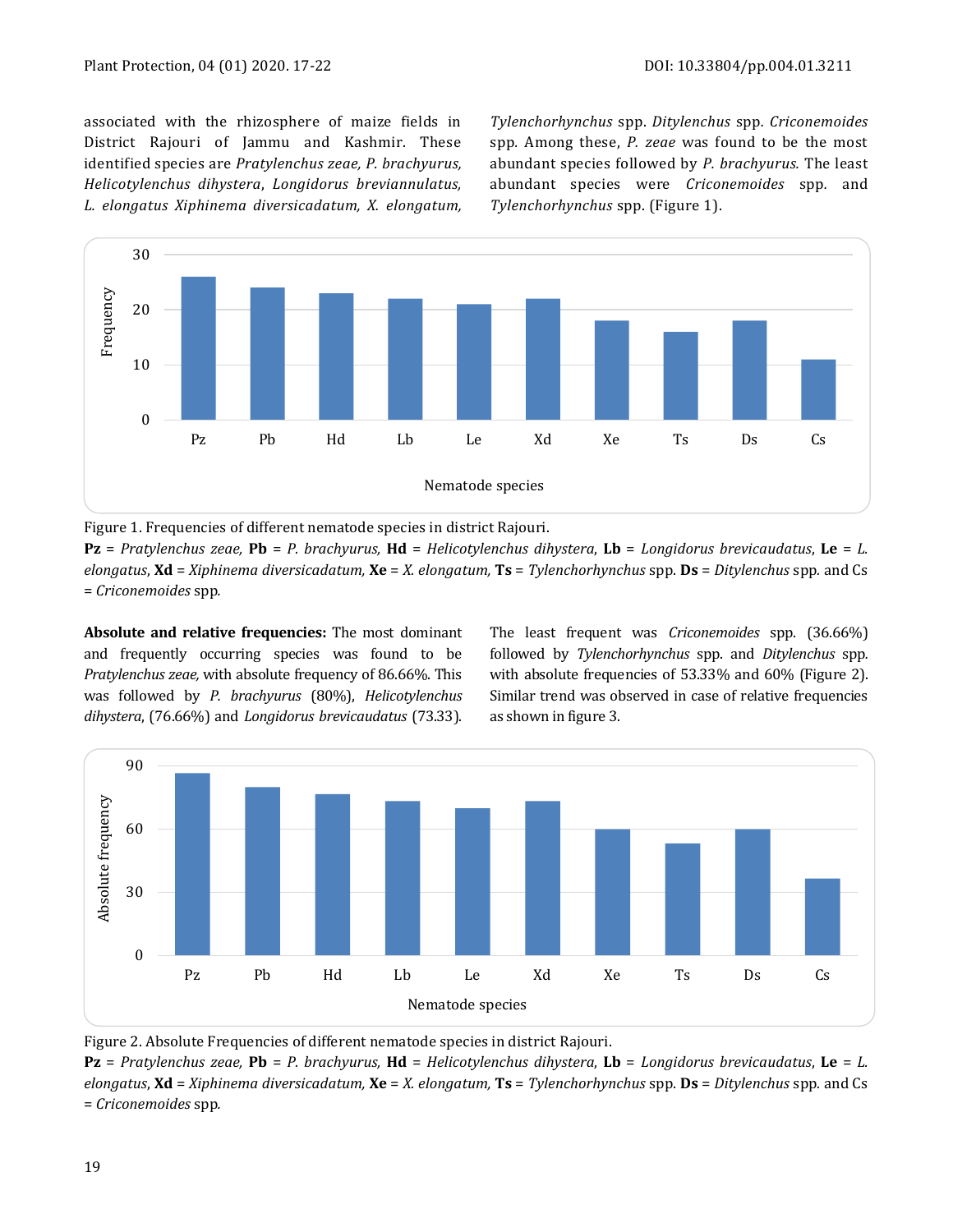associated with the rhizosphere of maize fields in District Rajouri of Jammu and Kashmir. These identified species are *Pratylenchus zeae, P. brachyurus, Helicotylenchus dihystera*, *Longidorus breviannulatus, L. elongatus Xiphinema diversicadatum, X. elongatum, Tylenchorhynchus* spp. *Ditylenchus* spp. *Criconemoides* spp. Among these, *P. zeae* was found to be the most abundant species followed by *P. brachyurus.* The least abundant species were *Criconemoides* spp. and *Tylenchorhynchus* spp. (Figure 1).

Figure 1. Frequencies of different nematode species in district Rajouri.

**Pz** = *Pratylenchus zeae,* **Pb** = *P. brachyurus,* **Hd** = *Helicotylenchus dihystera*, **Lb** = *Longidorus brevicaudatus*, **Le** = *L. elongatus*, **Xd** = *Xiphinema diversicadatum,* **Xe** = *X. elongatum,* **Ts** = *Tylenchorhynchus* spp. **Ds** = *Ditylenchus* spp. and Cs = *Criconemoides* spp.

**Absolute and relative frequencies:** The most dominant and frequently occurring species was found to be *Pratylenchus zeae,* with absolute frequency of 86.66%. This was followed by *P. brachyurus* (80%), *Helicotylenchus dihystera*, (76.66%) and *Longidorus brevicaudatus* (73.33). The least frequent was *Criconemoides* spp. (36.66%) followed by *Tylenchorhynchus* spp. and *Ditylenchus* spp. with absolute frequencies of 53.33% and 60% (Figure 2). Similar trend was observed in case of relative frequencies as shown in figure 3.

Figure 2. Absolute Frequencies of different nematode species in district Rajouri.

**Pz** = *Pratylenchus zeae,* **Pb** = *P. brachyurus,* **Hd** = *Helicotylenchus dihystera*, **Lb** = *Longidorus brevicaudatus*, **Le** = *L. elongatus*, **Xd** = *Xiphinema diversicadatum,* **Xe** = *X. elongatum,* **Ts** = *Tylenchorhynchus* spp. **Ds** = *Ditylenchus* spp. and Cs = *Criconemoides* spp.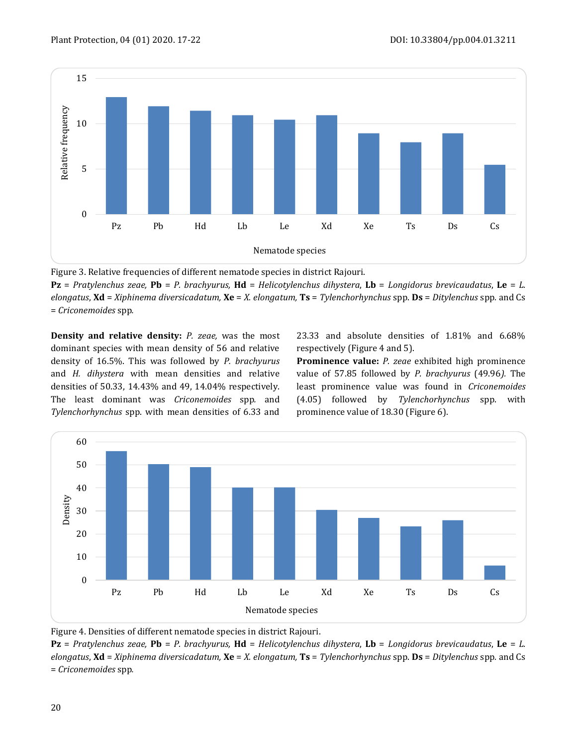Figure 3. Relative frequencies of different nematode species in district Rajouri.
**Pz** = *Pratylenchus zeae,* **Pb** = *P. brachyurus,* **Hd** = *Helicotylenchus dihystera*, **Lb** = *Longidorus brevicaudatus*, **Le** = *L. elongatus*, **Xd** = *Xiphinema diversicadatum,* **Xe** = *X. elongatum,* **Ts** = *Tylenchorhynchus* spp. **Ds** = *Ditylenchus* spp. and Cs = *Criconemoides* spp.

**Density and relative density:** *P. zeae,* was the most dominant species with mean density of 56 and relative density of 16.5%. This was followed by *P. brachyurus* and *H. dihystera* with mean densities and relative densities of 50.33, 14.43% and 49, 14.04% respectively. The least dominant was *Criconemoides* spp. and *Tylenchorhynchus* spp. with mean densities of 6.33 and 23.33 and absolute densities of 1.81% and 6.68% respectively (Figure 4 and 5).

**Prominence value:** *P. zeae* exhibited high prominence value of 57.85 followed by *P. brachyurus* (49.96*).* The least prominence value was found in *Criconemoides* (4.05) followed by *Tylenchorhynchus* spp. with prominence value of 18.30 (Figure 6).

Figure 4. Densities of different nematode species in district Rajouri.
**Pz** = *Pratylenchus zeae,* **Pb** = *P. brachyurus,* **Hd** = *Helicotylenchus dihystera*, **Lb** = *Longidorus brevicaudatus*, **Le** = *L. elongatus*, **Xd** = *Xiphinema diversicadatum,* **Xe** = *X. elongatum,* **Ts** = *Tylenchorhynchus* spp. **Ds** = *Ditylenchus* spp. and Cs = *Criconemoides* spp.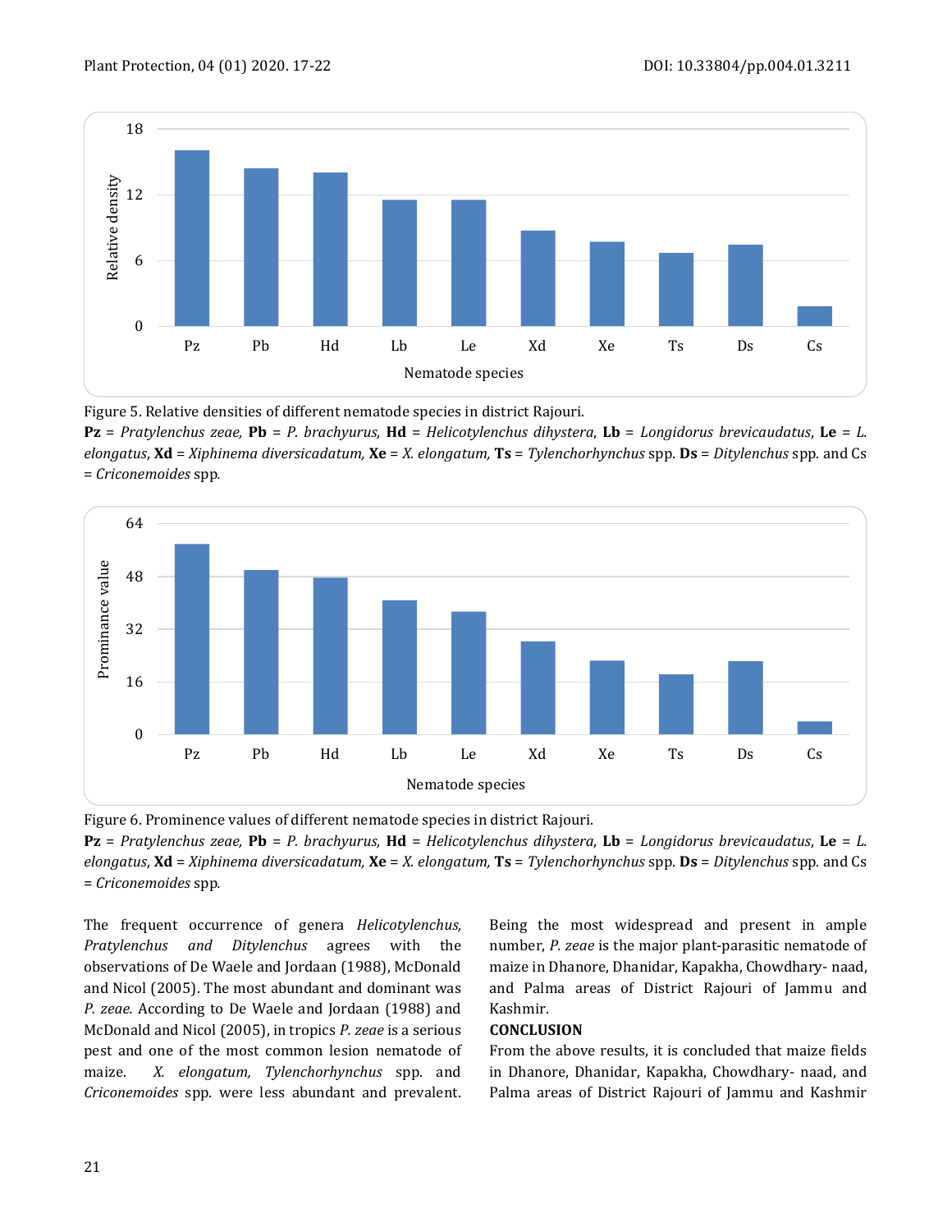Figure 5. Relative densities of different nematode species in district Rajouri.
**Pz** = *Pratylenchus zeae,* **Pb** = *P. brachyurus,* **Hd** = *Helicotylenchus dihystera*, **Lb** = *Longidorus brevicaudatus*, **Le** = *L. elongatus*, **Xd** = *Xiphinema diversicadatum,* **Xe** = *X. elongatum,* **Ts** = *Tylenchorhynchus* spp. **Ds** = *Ditylenchus* spp. and Cs = *Criconemoides* spp.

Figure 6. Prominence values of different nematode species in district Rajouri.
**Pz** = *Pratylenchus zeae,* **Pb** = *P. brachyurus,* **Hd** = *Helicotylenchus dihystera*, **Lb** = *Longidorus brevicaudatus*, **Le** = *L. elongatus*, **Xd** = *Xiphinema diversicadatum,* **Xe** = *X. elongatum,* **Ts** = *Tylenchorhynchus* spp. **Ds** = *Ditylenchus* spp. and Cs = *Criconemoides* spp.

The frequent occurrence of genera *Helicotylenchus, Pratylenchus and Ditylenchus* agrees with the observations of De Waele and Jordaan (1988), McDonald and Nicol (2005). The most abundant and dominant was *P. zeae.* According to De Waele and Jordaan (1988) and McDonald and Nicol (2005), in tropics *P. zeae* is a serious pest and one of the most common lesion nematode of maize. *X. elongatum, Tylenchorhynchus* spp. and *Criconemoides* spp. were less abundant and prevalent. Being the most widespread and present in ample number, *P. zeae* is the major plant-parasitic nematode of maize in Dhanore, Dhanidar, Kapakha, Chowdhary- naad, and Palma areas of District Rajouri of Jammu and Kashmir.

## CONCLUSION

From the above results, it is concluded that maize fields in Dhanore, Dhanidar, Kapakha, Chowdhary- naad, and Palma areas of District Rajouri of Jammu and Kashmir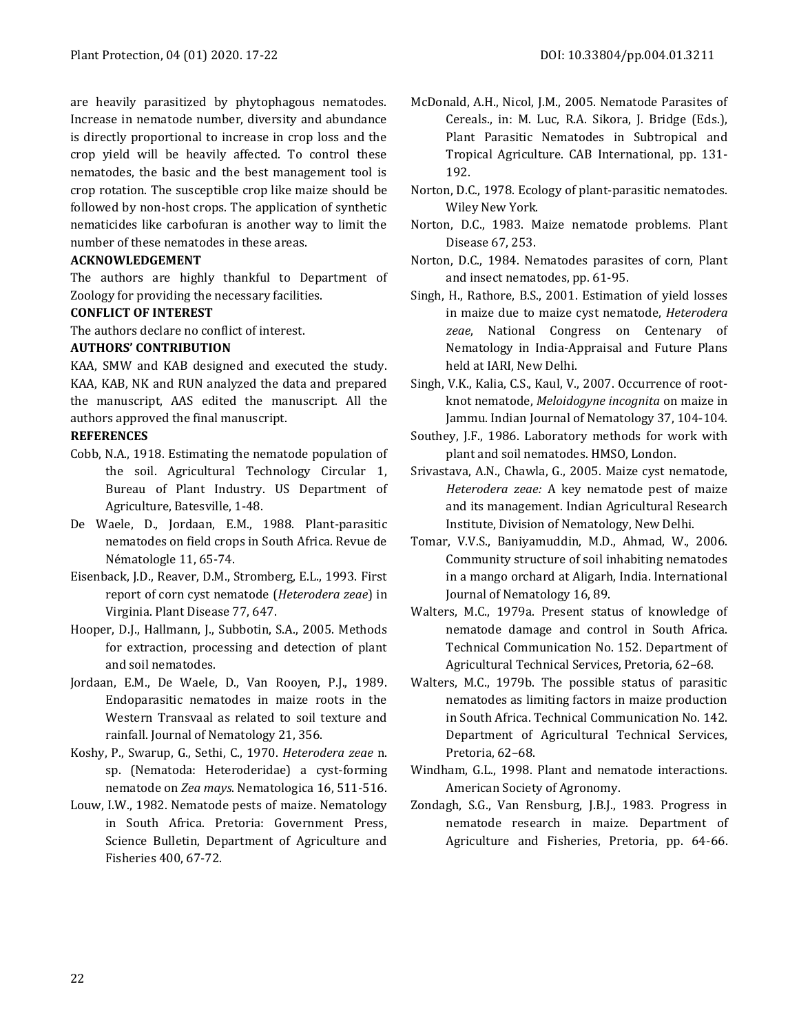are heavily parasitized by phytophagous nematodes. Increase in nematode number, diversity and abundance is directly proportional to increase in crop loss and the crop yield will be heavily affected. To control these nematodes, the basic and the best management tool is crop rotation. The susceptible crop like maize should be followed by non-host crops. The application of synthetic nematicides like carbofuran is another way to limit the number of these nematodes in these areas.

**ACKNOWLEDGEMENT**

The authors are highly thankful to Department of Zoology for providing the necessary facilities.

**CONFLICT OF INTEREST**

The authors declare no conflict of interest.

**AUTHORS' CONTRIBUTION**

KAA, SMW and KAB designed and executed the study. KAA, KAB, NK and RUN analyzed the data and prepared the manuscript, AAS edited the manuscript. All the authors approved the final manuscript.

**REFERENCES**

Cobb, N.A., 1918. Estimating the nematode population of the soil. Agricultural Technology Circular 1, Bureau of Plant Industry. US Department of Agriculture, Batesville, 1-48.

De Waele, D., Jordaan, E.M., 1988. Plant-parasitic nematodes on field crops in South Africa. Revue de Nématologle 11, 65-74.

Eisenback, J.D., Reaver, D.M., Stromberg, E.L., 1993. First report of corn cyst nematode (*Heterodera zeae*) in Virginia. Plant Disease 77, 647.

Hooper, D.J., Hallmann, J., Subbotin, S.A., 2005. Methods for extraction, processing and detection of plant and soil nematodes.

Jordaan, E.M., De Waele, D., Van Rooyen, P.J., 1989. Endoparasitic nematodes in maize roots in the Western Transvaal as related to soil texture and rainfall. Journal of Nematology 21, 356.

Koshy, P., Swarup, G., Sethi, C., 1970. *Heterodera zeae* n. sp. (Nematoda: Heteroderidae) a cyst-forming nematode on *Zea mays*. Nematologica 16, 511-516.

Louw, I.W., 1982. Nematode pests of maize. Nematology in South Africa. Pretoria: Government Press, Science Bulletin, Department of Agriculture and Fisheries 400, 67-72.

McDonald, A.H., Nicol, J.M., 2005. Nematode Parasites of Cereals., in: M. Luc, R.A. Sikora, J. Bridge (Eds.), Plant Parasitic Nematodes in Subtropical and Tropical Agriculture. CAB International, pp. 131-192.

Norton, D.C., 1978. Ecology of plant-parasitic nematodes. Wiley New York.

Norton, D.C., 1983. Maize nematode problems. Plant Disease 67, 253.

Norton, D.C., 1984. Nematodes parasites of corn, Plant and insect nematodes, pp. 61-95.

Singh, H., Rathore, B.S., 2001. Estimation of yield losses in maize due to maize cyst nematode, *Heterodera zeae*, National Congress on Centenary of Nematology in India-Appraisal and Future Plans held at IARI, New Delhi.

Singh, V.K., Kalia, C.S., Kaul, V., 2007. Occurrence of root-knot nematode, *Meloidogyne incognita* on maize in Jammu. Indian Journal of Nematology 37, 104-104.

Southey, J.F., 1986. Laboratory methods for work with plant and soil nematodes. HMSO, London.

Srivastava, A.N., Chawla, G., 2005. Maize cyst nematode, *Heterodera zeae:* A key nematode pest of maize and its management. Indian Agricultural Research Institute, Division of Nematology, New Delhi.

Tomar, V.V.S., Baniyamuddin, M.D., Ahmad, W., 2006. Community structure of soil inhabiting nematodes in a mango orchard at Aligarh, India. International Journal of Nematology 16, 89.

Walters, M.C., 1979a. Present status of knowledge of nematode damage and control in South Africa. Technical Communication No. 152. Department of Agricultural Technical Services, Pretoria, 62–68.

Walters, M.C., 1979b. The possible status of parasitic nematodes as limiting factors in maize production in South Africa. Technical Communication No. 142. Department of Agricultural Technical Services, Pretoria, 62–68.

Windham, G.L., 1998. Plant and nematode interactions. American Society of Agronomy.

Zondagh, S.G., Van Rensburg, J.B.J., 1983. Progress in nematode research in maize. Department of Agriculture and Fisheries, Pretoria, pp. 64-66.